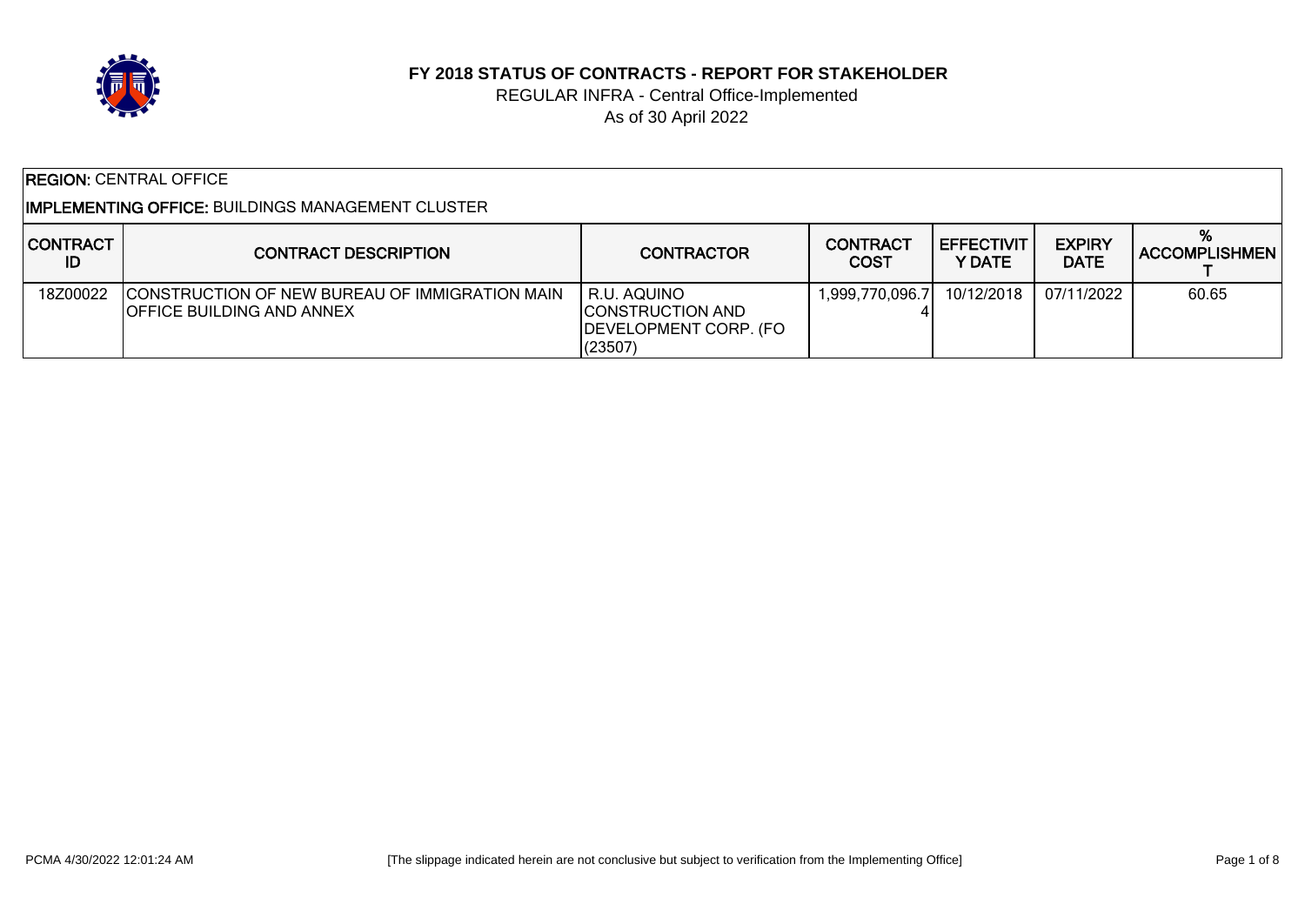# FY 2018 STATUS OF CONTRACTS - REPORT FOR STAKEHOLDER

REGULAR INFRA - Central Office-Implemented

As of 30 April 2022

**REGION:** CENTRAL OFFICE

**IMPLEMENTING OFFICE:** BUILDINGS MANAGEMENT CLUSTER

| CONTRACT ID | CONTRACT DESCRIPTION | CONTRACTOR | CONTRACT COST | EFFECTIVITY DATE | EXPIRY DATE | % ACCOMPLISHMENT |
|---|---|---|---|---|---|---|
| 18Z00022 | CONSTRUCTION OF NEW BUREAU OF IMMIGRATION MAIN OFFICE BUILDING AND ANNEX | R.U. AQUINO CONSTRUCTION AND DEVELOPMENT CORP. (FO (23507) | 1,999,770,096.74 | 10/12/2018 | 07/11/2022 | 60.65 |

PCMA 4/30/2022 12:01:24 AM

[The slippage indicated herein are not conclusive but subject to verification from the Implementing Office]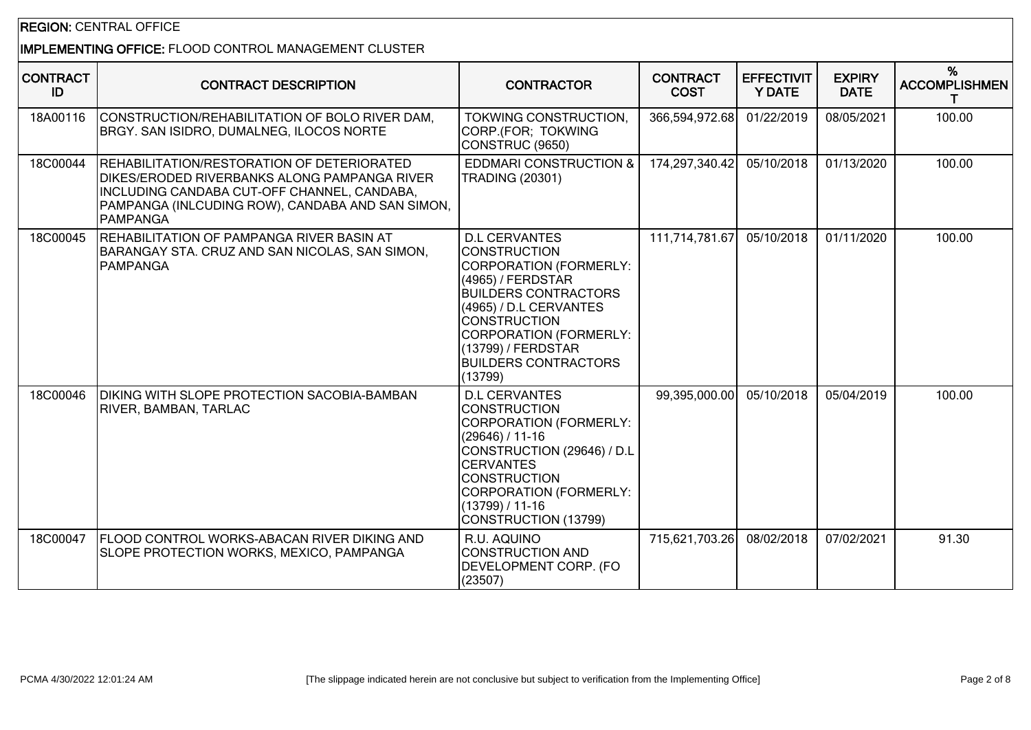**REGION:** CENTRAL OFFICE

**IMPLEMENTING OFFICE:** FLOOD CONTROL MANAGEMENT CLUSTER

| CONTRACT ID | CONTRACT DESCRIPTION | CONTRACTOR | CONTRACT COST | EFFECTIVITY DATE | EXPIRY DATE | % ACCOMPLISHMENT |
|---|---|---|---|---|---|---|
| 18A00116 | CONSTRUCTION/REHABILITATION OF BOLO RIVER DAM, BRGY. SAN ISIDRO, DUMALNEG, ILOCOS NORTE | TOKWING CONSTRUCTION, CORP.(FOR; TOKWING CONSTRUC (9650) | 366,594,972.68 | 01/22/2019 | 08/05/2021 | 100.00 |
| 18C00044 | REHABILITATION/RESTORATION OF DETERIORATED DIKES/ERODED RIVERBANKS ALONG PAMPANGA RIVER INCLUDING CANDABA CUT-OFF CHANNEL, CANDABA, PAMPANGA (INLCUDING ROW), CANDABA AND SAN SIMON, PAMPANGA | EDDMARI CONSTRUCTION & TRADING (20301) | 174,297,340.42 | 05/10/2018 | 01/13/2020 | 100.00 |
| 18C00045 | REHABILITATION OF PAMPANGA RIVER BASIN AT BARANGAY STA. CRUZ AND SAN NICOLAS, SAN SIMON, PAMPANGA | D.L CERVANTES CONSTRUCTION CORPORATION (FORMERLY: (4965) / FERDSTAR BUILDERS CONTRACTORS (4965) / D.L CERVANTES CONSTRUCTION CORPORATION (FORMERLY: (13799) / FERDSTAR BUILDERS CONTRACTORS (13799) | 111,714,781.67 | 05/10/2018 | 01/11/2020 | 100.00 |
| 18C00046 | DIKING WITH SLOPE PROTECTION SACOBIA-BAMBAN RIVER, BAMBAN, TARLAC | D.L CERVANTES CONSTRUCTION CORPORATION (FORMERLY: (29646) / 11-16 CONSTRUCTION (29646) / D.L CERVANTES CONSTRUCTION CORPORATION (FORMERLY: (13799) / 11-16 CONSTRUCTION (13799) | 99,395,000.00 | 05/10/2018 | 05/04/2019 | 100.00 |
| 18C00047 | FLOOD CONTROL WORKS-ABACAN RIVER DIKING AND SLOPE PROTECTION WORKS, MEXICO, PAMPANGA | R.U. AQUINO CONSTRUCTION AND DEVELOPMENT CORP. (FO (23507) | 715,621,703.26 | 08/02/2018 | 07/02/2021 | 91.30 |

PCMA 4/30/2022 12:01:24 AM

[The slippage indicated herein are not conclusive but subject to verification from the Implementing Office]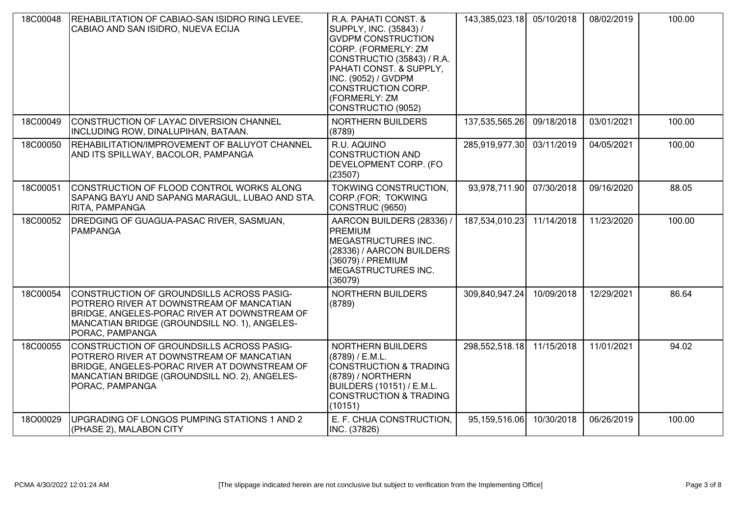| | | | | | | |
|---|---|---|---|---|---|---|
| 18C00048 | REHABILITATION OF CABIAO-SAN ISIDRO RING LEVEE, CABIAO AND SAN ISIDRO, NUEVA ECIJA | R.A. PAHATI CONST. & SUPPLY, INC. (35843) / GVDPM CONSTRUCTION CORP. (FORMERLY: ZM CONSTRUCTIO (35843) / R.A. PAHATI CONST. & SUPPLY, INC. (9052) / GVDPM CONSTRUCTION CORP. (FORMERLY: ZM CONSTRUCTIO (9052) | 143,385,023.18 | 05/10/2018 | 08/02/2019 | 100.00 |
| 18C00049 | CONSTRUCTION OF LAYAC DIVERSION CHANNEL INCLUDING ROW, DINALUPIHAN, BATAAN. | NORTHERN BUILDERS (8789) | 137,535,565.26 | 09/18/2018 | 03/01/2021 | 100.00 |
| 18C00050 | REHABILITATION/IMPROVEMENT OF BALUYOT CHANNEL AND ITS SPILLWAY, BACOLOR, PAMPANGA | R.U. AQUINO CONSTRUCTION AND DEVELOPMENT CORP. (FO (23507) | 285,919,977.30 | 03/11/2019 | 04/05/2021 | 100.00 |
| 18C00051 | CONSTRUCTION OF FLOOD CONTROL WORKS ALONG SAPANG BAYU AND SAPANG MARAGUL, LUBAO AND STA. RITA, PAMPANGA | TOKWING CONSTRUCTION, CORP.(FOR; TOKWING CONSTRUC (9650) | 93,978,711.90 | 07/30/2018 | 09/16/2020 | 88.05 |
| 18C00052 | DREDGING OF GUAGUA-PASAC RIVER, SASMUAN, PAMPANGA | AARCON BUILDERS (28336) / PREMIUM MEGASTRUCTURES INC. (28336) / AARCON BUILDERS (36079) / PREMIUM MEGASTRUCTURES INC. (36079) | 187,534,010.23 | 11/14/2018 | 11/23/2020 | 100.00 |
| 18C00054 | CONSTRUCTION OF GROUNDSILLS ACROSS PASIG-POTRERO RIVER AT DOWNSTREAM OF MANCATIAN BRIDGE, ANGELES-PORAC RIVER AT DOWNSTREAM OF MANCATIAN BRIDGE (GROUNDSILL NO. 1), ANGELES-PORAC, PAMPANGA | NORTHERN BUILDERS (8789) | 309,840,947.24 | 10/09/2018 | 12/29/2021 | 86.64 |
| 18C00055 | CONSTRUCTION OF GROUNDSILLS ACROSS PASIG-POTRERO RIVER AT DOWNSTREAM OF MANCATIAN BRIDGE, ANGELES-PORAC RIVER AT DOWNSTREAM OF MANCATIAN BRIDGE (GROUNDSILL NO. 2), ANGELES-PORAC, PAMPANGA | NORTHERN BUILDERS (8789) / E.M.L. CONSTRUCTION & TRADING (8789) / NORTHERN BUILDERS (10151) / E.M.L. CONSTRUCTION & TRADING (10151) | 298,552,518.18 | 11/15/2018 | 11/01/2021 | 94.02 |
| 18O00029 | UPGRADING OF LONGOS PUMPING STATIONS 1 AND 2 (PHASE 2), MALABON CITY | E. F. CHUA CONSTRUCTION, INC. (37826) | 95,159,516.06 | 10/30/2018 | 06/26/2019 | 100.00 |

[The slippage indicated herein are not conclusive but subject to verification from the Implementing Office]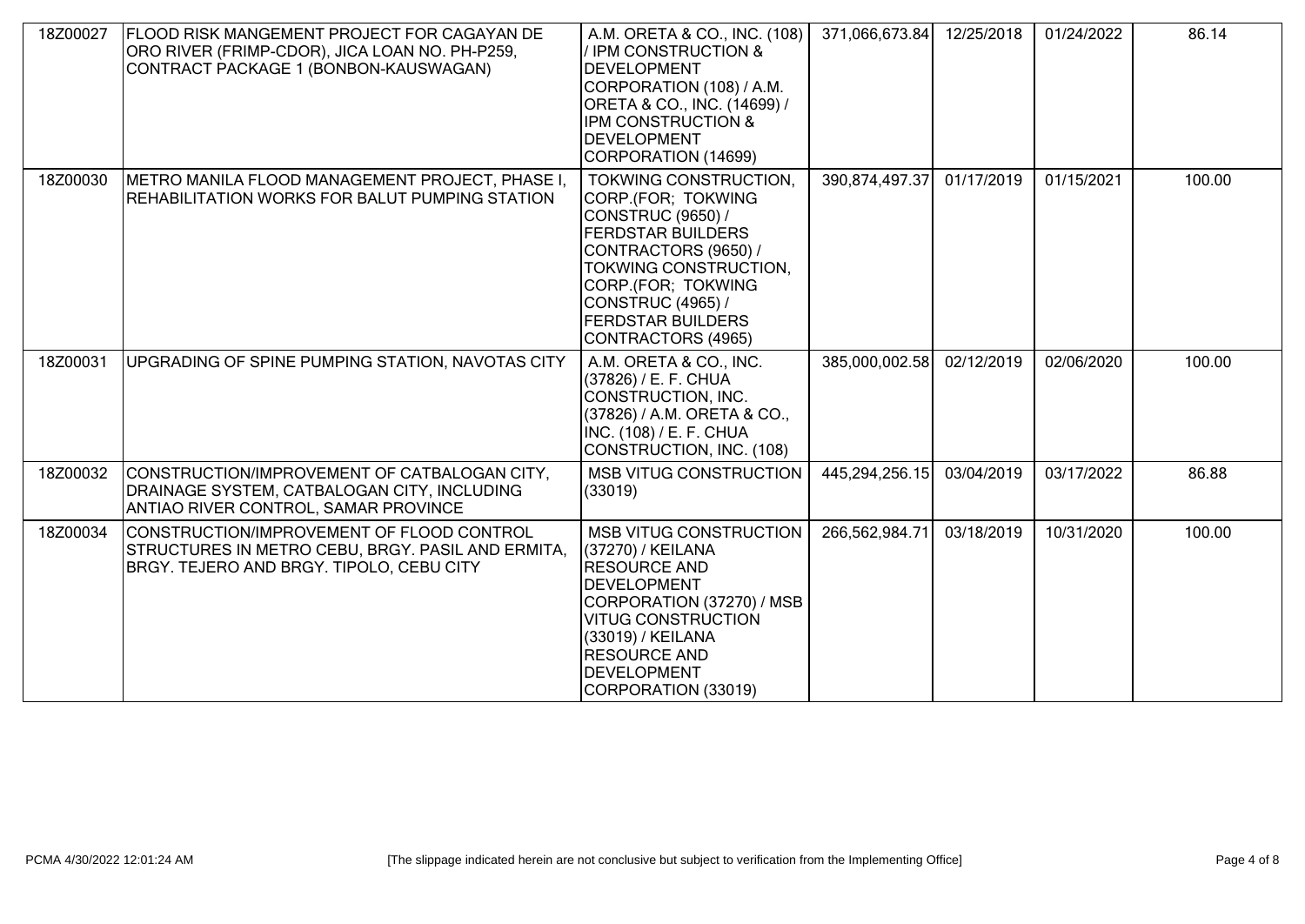| | | | | | | |
|---|---|---|---|---|---|---|
| 18Z00027 | FLOOD RISK MANGEMENT PROJECT FOR CAGAYAN DE ORO RIVER (FRIMP-CDOR), JICA LOAN NO. PH-P259, CONTRACT PACKAGE 1 (BONBON-KAUSWAGAN) | A.M. ORETA & CO., INC. (108) / IPM CONSTRUCTION & DEVELOPMENT CORPORATION (108) / A.M. ORETA & CO., INC. (14699) / IPM CONSTRUCTION & DEVELOPMENT CORPORATION (14699) | 371,066,673.84 | 12/25/2018 | 01/24/2022 | 86.14 |
| 18Z00030 | METRO MANILA FLOOD MANAGEMENT PROJECT, PHASE I, REHABILITATION WORKS FOR BALUT PUMPING STATION | TOKWING CONSTRUCTION, CORP.(FOR; TOKWING CONSTRUC (9650) / FERDSTAR BUILDERS CONTRACTORS (9650) / TOKWING CONSTRUCTION, CORP.(FOR; TOKWING CONSTRUC (4965) / FERDSTAR BUILDERS CONTRACTORS (4965) | 390,874,497.37 | 01/17/2019 | 01/15/2021 | 100.00 |
| 18Z00031 | UPGRADING OF SPINE PUMPING STATION, NAVOTAS CITY | A.M. ORETA & CO., INC. (37826) / E. F. CHUA CONSTRUCTION, INC. (37826) / A.M. ORETA & CO., INC. (108) / E. F. CHUA CONSTRUCTION, INC. (108) | 385,000,002.58 | 02/12/2019 | 02/06/2020 | 100.00 |
| 18Z00032 | CONSTRUCTION/IMPROVEMENT OF CATBALOGAN CITY, DRAINAGE SYSTEM, CATBALOGAN CITY, INCLUDING ANTIAO RIVER CONTROL, SAMAR PROVINCE | MSB VITUG CONSTRUCTION (33019) | 445,294,256.15 | 03/04/2019 | 03/17/2022 | 86.88 |
| 18Z00034 | CONSTRUCTION/IMPROVEMENT OF FLOOD CONTROL STRUCTURES IN METRO CEBU, BRGY. PASIL AND ERMITA, BRGY. TEJERO AND BRGY. TIPOLO, CEBU CITY | MSB VITUG CONSTRUCTION (37270) / KEILANA RESOURCE AND DEVELOPMENT CORPORATION (37270) / MSB VITUG CONSTRUCTION (33019) / KEILANA RESOURCE AND DEVELOPMENT CORPORATION (33019) | 266,562,984.71 | 03/18/2019 | 10/31/2020 | 100.00 |

PCMA 4/30/2022 12:01:24 AM [The slippage indicated herein are not conclusive but subject to verification from the Implementing Office]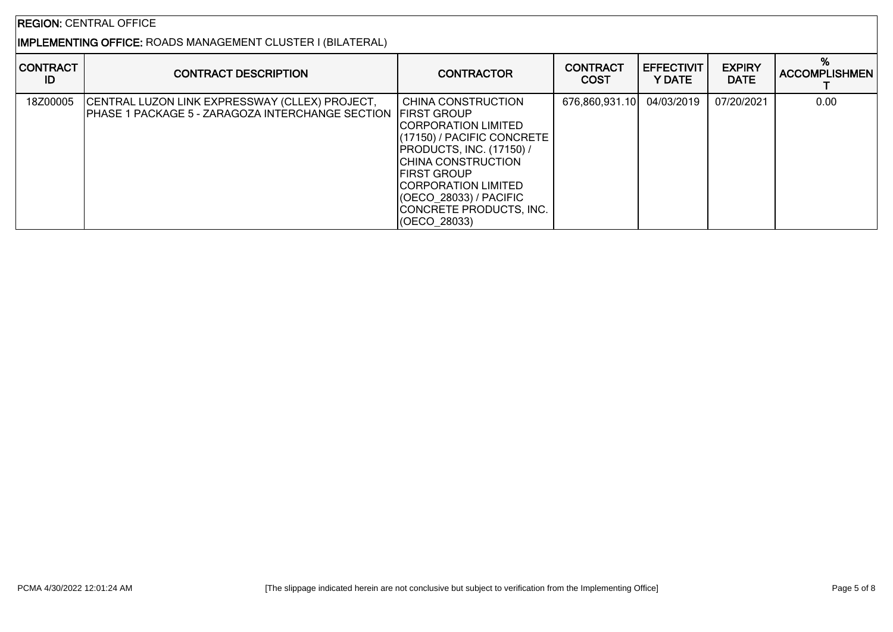**REGION:** CENTRAL OFFICE

**IMPLEMENTING OFFICE:** ROADS MANAGEMENT CLUSTER I (BILATERAL)

| CONTRACT ID | CONTRACT DESCRIPTION | CONTRACTOR | CONTRACT COST | EFFECTIVITY DATE | EXPIRY DATE | % ACCOMPLISHMENT |
|---|---|---|---|---|---|---|
| 18Z00005 | CENTRAL LUZON LINK EXPRESSWAY (CLLEX) PROJECT, PHASE 1 PACKAGE 5 - ZARAGOZA INTERCHANGE SECTION | CHINA CONSTRUCTION FIRST GROUP CORPORATION LIMITED (17150) / PACIFIC CONCRETE PRODUCTS, INC. (17150) / CHINA CONSTRUCTION FIRST GROUP CORPORATION LIMITED (OECO_28033) / PACIFIC CONCRETE PRODUCTS, INC. (OECO_28033) | 676,860,931.10 | 04/03/2019 | 07/20/2021 | 0.00 |

PCMA 4/30/2022 12:01:24 AM

[The slippage indicated herein are not conclusive but subject to verification from the Implementing Office]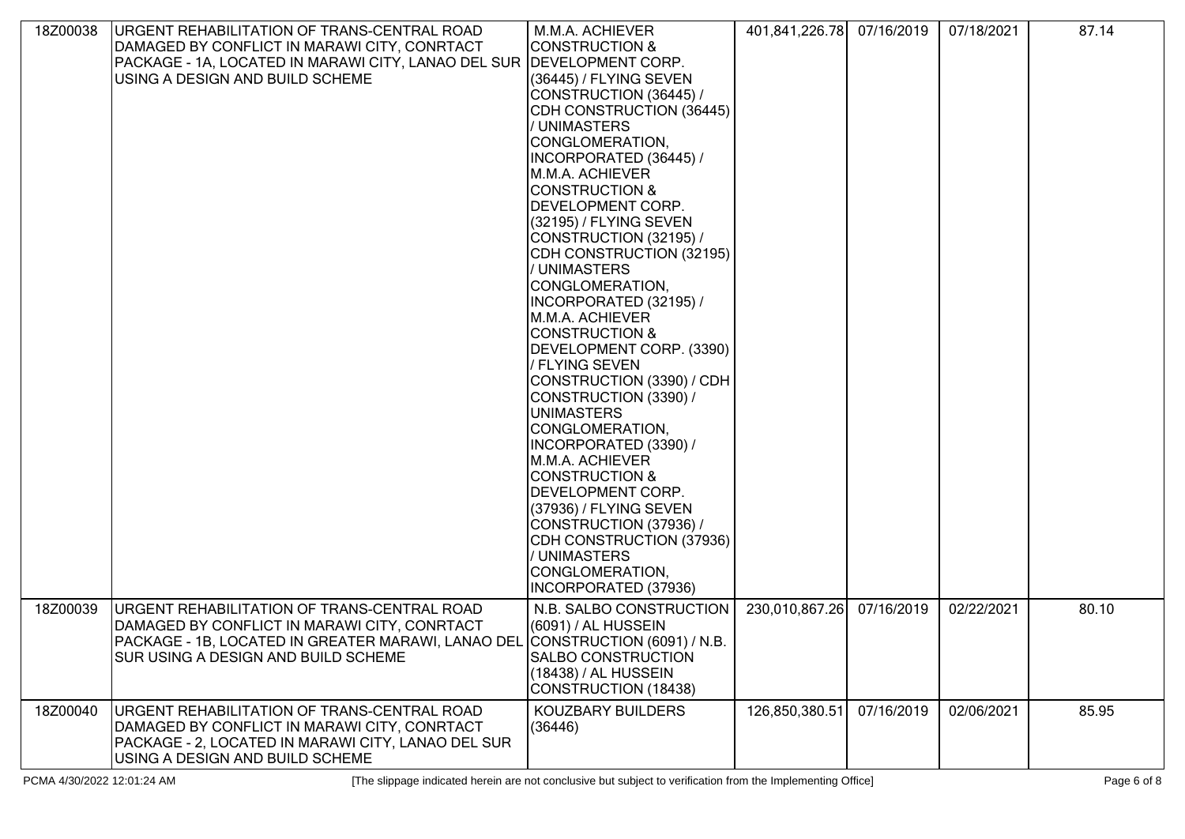| 18Z00038 | URGENT REHABILITATION OF TRANS-CENTRAL ROAD DAMAGED BY CONFLICT IN MARAWI CITY, CONRTACT PACKAGE - 1A, LOCATED IN MARAWI CITY, LANAO DEL SUR USING A DESIGN AND BUILD SCHEME | M.M.A. ACHIEVER CONSTRUCTION & DEVELOPMENT CORP. (36445) / FLYING SEVEN CONSTRUCTION (36445) / CDH CONSTRUCTION (36445) / UNIMASTERS CONGLOMERATION, INCORPORATED (36445) / M.M.A. ACHIEVER CONSTRUCTION & DEVELOPMENT CORP. (32195) / FLYING SEVEN CONSTRUCTION (32195) / CDH CONSTRUCTION (32195) / UNIMASTERS CONGLOMERATION, INCORPORATED (32195) / M.M.A. ACHIEVER CONSTRUCTION & DEVELOPMENT CORP. (3390) / FLYING SEVEN CONSTRUCTION (3390) / CDH CONSTRUCTION (3390) / UNIMASTERS CONGLOMERATION, INCORPORATED (3390) / M.M.A. ACHIEVER CONSTRUCTION & DEVELOPMENT CORP. (37936) / FLYING SEVEN CONSTRUCTION (37936) / CDH CONSTRUCTION (37936) / UNIMASTERS CONGLOMERATION, INCORPORATED (37936) | 401,841,226.78 | 07/16/2019 | 07/18/2021 | 87.14 |
|---|---|---|---|---|---|---|
| 18Z00039 | URGENT REHABILITATION OF TRANS-CENTRAL ROAD DAMAGED BY CONFLICT IN MARAWI CITY, CONRTACT PACKAGE - 1B, LOCATED IN GREATER MARAWI, LANAO DEL SUR USING A DESIGN AND BUILD SCHEME | N.B. SALBO CONSTRUCTION (6091) / AL HUSSEIN CONSTRUCTION (6091) / N.B. SALBO CONSTRUCTION (18438) / AL HUSSEIN CONSTRUCTION (18438) | 230,010,867.26 | 07/16/2019 | 02/22/2021 | 80.10 |
| 18Z00040 | URGENT REHABILITATION OF TRANS-CENTRAL ROAD DAMAGED BY CONFLICT IN MARAWI CITY, CONRTACT PACKAGE - 2, LOCATED IN MARAWI CITY, LANAO DEL SUR USING A DESIGN AND BUILD SCHEME | KOUZBARY BUILDERS (36446) | 126,850,380.51 | 07/16/2019 | 02/06/2021 | 85.95 |

PCMA 4/30/2022 12:01:24 AM [The slippage indicated herein are not conclusive but subject to verification from the Implementing Office]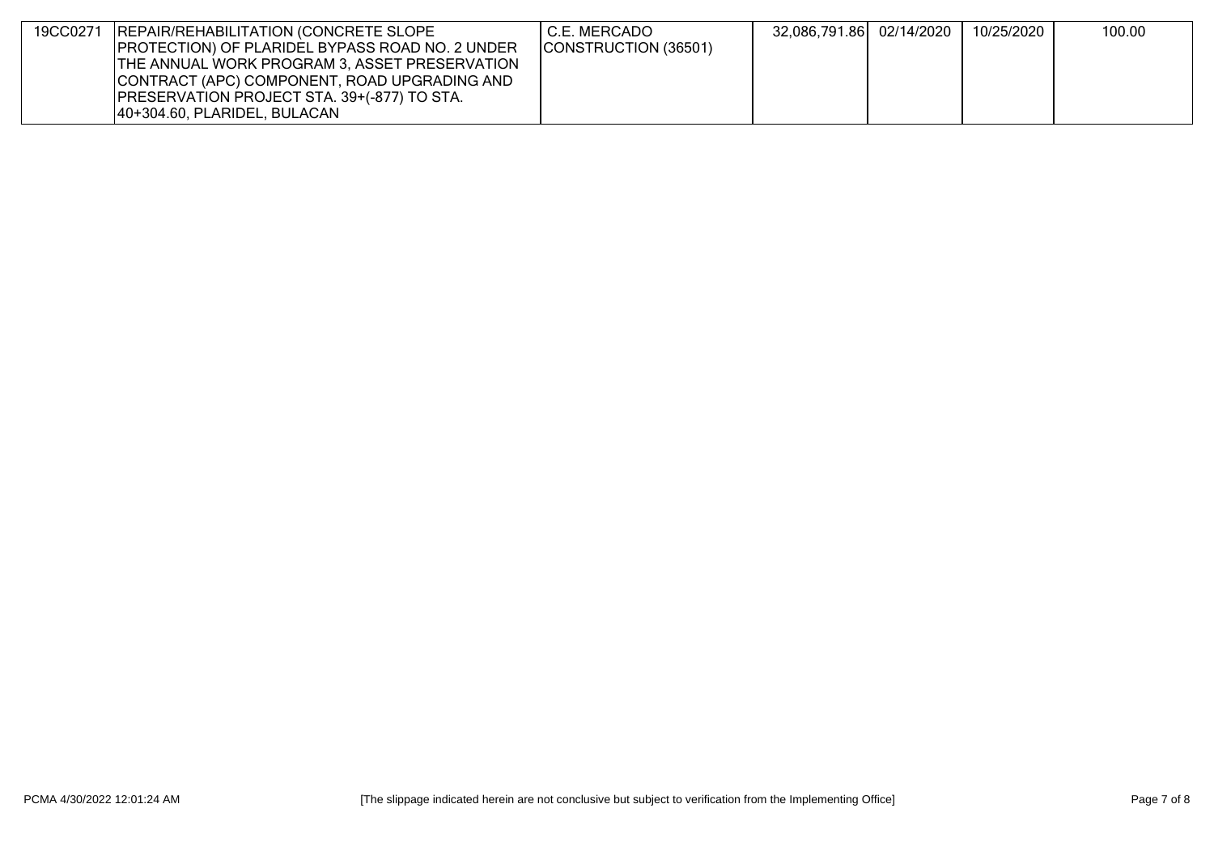| | | | | | | |
|---|---|---|---|---|---|---|
| 19CC0271 | REPAIR/REHABILITATION (CONCRETE SLOPE PROTECTION) OF PLARIDEL BYPASS ROAD NO. 2 UNDER THE ANNUAL WORK PROGRAM 3, ASSET PRESERVATION CONTRACT (APC) COMPONENT, ROAD UPGRADING AND PRESERVATION PROJECT STA. 39+(-877) TO STA. 40+304.60, PLARIDEL, BULACAN | C.E. MERCADO CONSTRUCTION (36501) | 32,086,791.86 | 02/14/2020 | 10/25/2020 | 100.00 |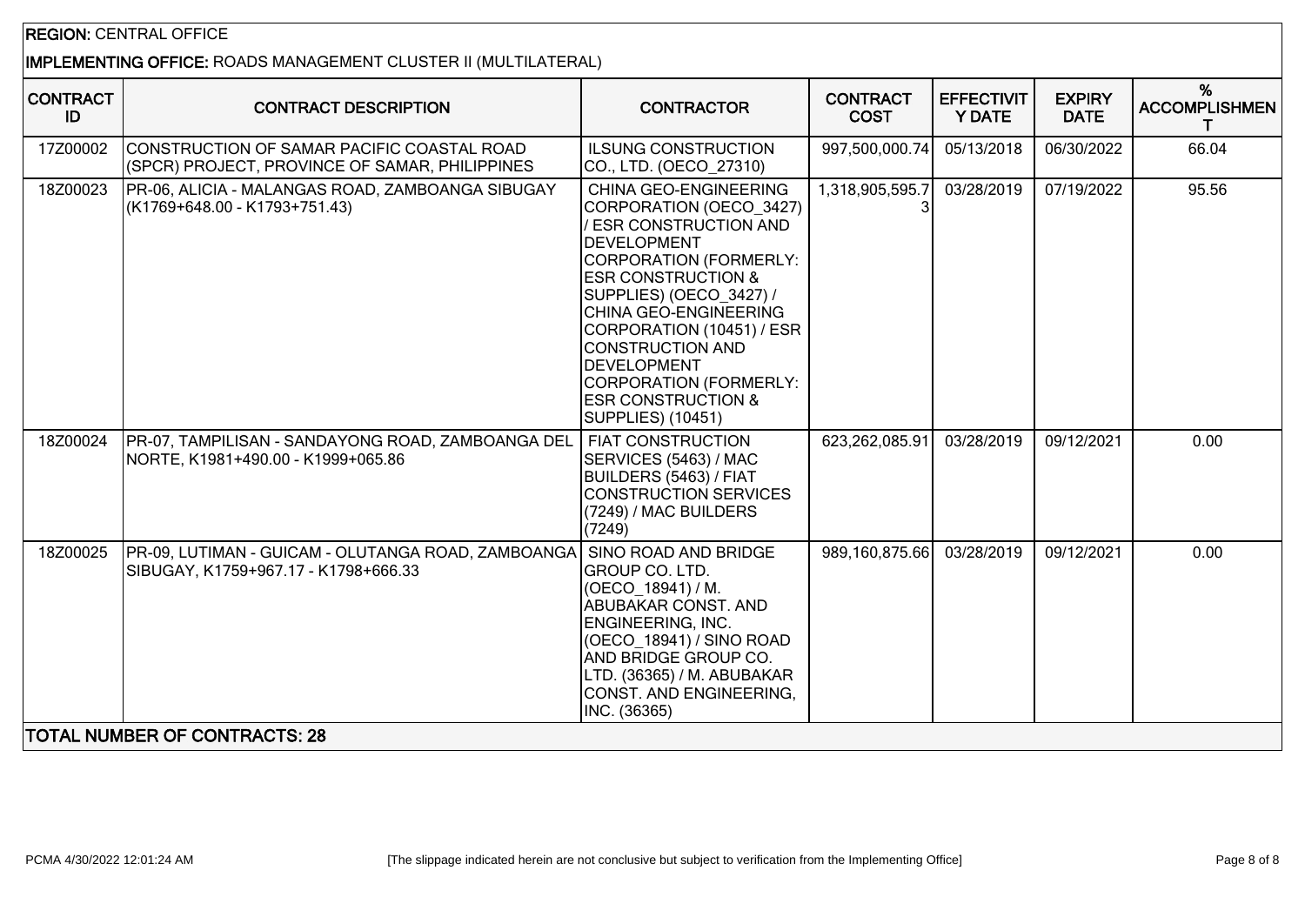**REGION:** CENTRAL OFFICE

**IMPLEMENTING OFFICE:** ROADS MANAGEMENT CLUSTER II (MULTILATERAL)

| CONTRACT ID | CONTRACT DESCRIPTION | CONTRACTOR | CONTRACT COST | EFFECTIVITY DATE | EXPIRY DATE | % ACCOMPLISHMENT |
|---|---|---|---|---|---|---|
| 17Z00002 | CONSTRUCTION OF SAMAR PACIFIC COASTAL ROAD (SPCR) PROJECT, PROVINCE OF SAMAR, PHILIPPINES | ILSUNG CONSTRUCTION CO., LTD. (OECO_27310) | 997,500,000.74 | 05/13/2018 | 06/30/2022 | 66.04 |
| 18Z00023 | PR-06, ALICIA - MALANGAS ROAD, ZAMBOANGA SIBUGAY (K1769+648.00 - K1793+751.43) | CHINA GEO-ENGINEERING CORPORATION (OECO_3427) / ESR CONSTRUCTION AND DEVELOPMENT CORPORATION (FORMERLY: ESR CONSTRUCTION & SUPPLIES) (OECO_3427) / CHINA GEO-ENGINEERING CORPORATION (10451) / ESR CONSTRUCTION AND DEVELOPMENT CORPORATION (FORMERLY: ESR CONSTRUCTION & SUPPLIES) (10451) | 1,318,905,595.73 | 03/28/2019 | 07/19/2022 | 95.56 |
| 18Z00024 | PR-07, TAMPILISAN - SANDAYONG ROAD, ZAMBOANGA DEL NORTE, K1981+490.00 - K1999+065.86 | FIAT CONSTRUCTION SERVICES (5463) / MAC BUILDERS (5463) / FIAT CONSTRUCTION SERVICES (7249) / MAC BUILDERS (7249) | 623,262,085.91 | 03/28/2019 | 09/12/2021 | 0.00 |
| 18Z00025 | PR-09, LUTIMAN - GUICAM - OLUTANGA ROAD, ZAMBOANGA SIBUGAY, K1759+967.17 - K1798+666.33 | SINO ROAD AND BRIDGE GROUP CO. LTD. (OECO_18941) / M. ABUBAKAR CONST. AND ENGINEERING, INC. (OECO_18941) / SINO ROAD AND BRIDGE GROUP CO. LTD. (36365) / M. ABUBAKAR CONST. AND ENGINEERING, INC. (36365) | 989,160,875.66 | 03/28/2019 | 09/12/2021 | 0.00 |

**TOTAL NUMBER OF CONTRACTS: 28**

PCMA 4/30/2022 12:01:24 AM

[The slippage indicated herein are not conclusive but subject to verification from the Implementing Office]